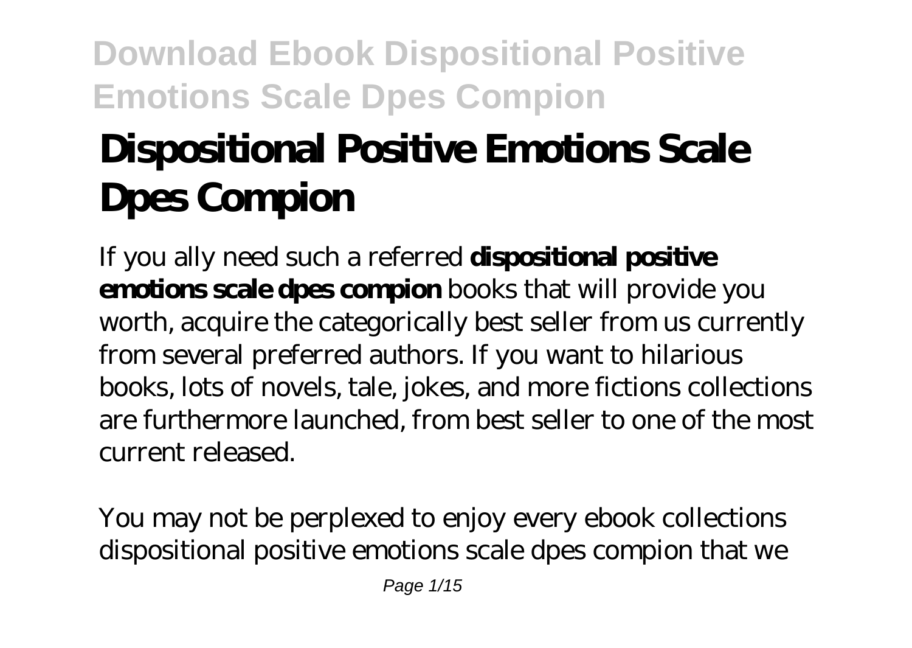# Dispositional Positive Emotions Scale Dpes Compion

If you ally need such a referred **dispositional positive emotions scale dpes compion** books that will provide you worth, acquire the categorically best seller from us currently from several preferred authors. If you want to hilarious books, lots of novels, tale, jokes, and more fictions collections are furthermore launched, from best seller to one of the most current released.

You may not be perplexed to enjoy every ebook collections dispositional positive emotions scale dpes compion that we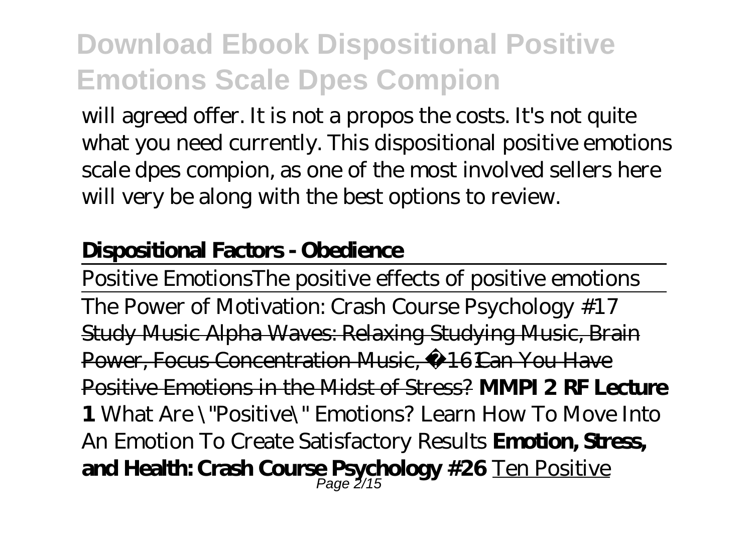will agreed offer. It is not a propos the costs. It's not quite what you need currently. This dispositional positive emotions scale dpes compion, as one of the most involved sellers here will very be along with the best options to review.

**Dispositional Factors - Obedience**

Positive Emotions*The positive effects of positive emotions*

The Power of Motivation: Crash Course Psychology #17

~~Study Music Alpha Waves: Relaxing Studying Music, Brain Power, Focus Concentration Music, ☯161~~ ~~Can You Have Positive Emotions in the Midst of Stress?~~ **MMPI 2 RF Lecture 1** *What Are \"Positive\" Emotions? Learn How To Move Into An Emotion To Create Satisfactory Results* **Emotion, Stress, and Health: Crash Course Psychology #26** Ten Positive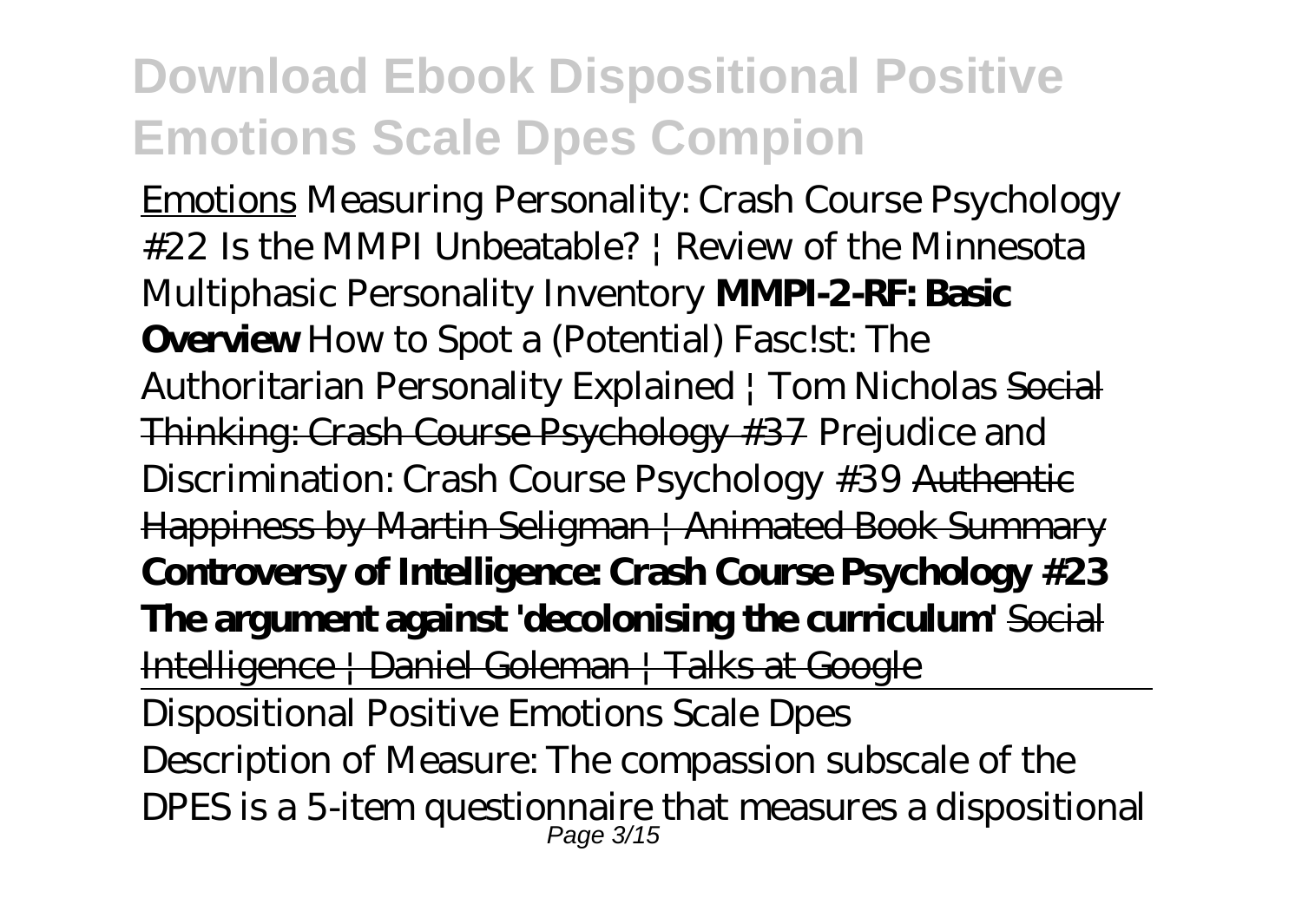Emotions Measuring Personality: Crash Course Psychology #22 Is the MMPI Unbeatable? | Review of the Minnesota Multiphasic Personality Inventory **MMPI-2-RF: Basic Overview** How to Spot a (Potential) Fasc!st: The Authoritarian Personality Explained | Tom Nicholas ~~Social Thinking: Crash Course Psychology #37~~ Prejudice and Discrimination: Crash Course Psychology #39 ~~Authentic Happiness by Martin Seligman | Animated Book Summary~~ **Controversy of Intelligence: Crash Course Psychology #23** **The argument against 'decolonising the curriculum'** ~~Social Intelligence | Daniel Goleman | Talks at Google~~

Dispositional Positive Emotions Scale Dpes

Description of Measure: The compassion subscale of the DPES is a 5-item questionnaire that measures a dispositional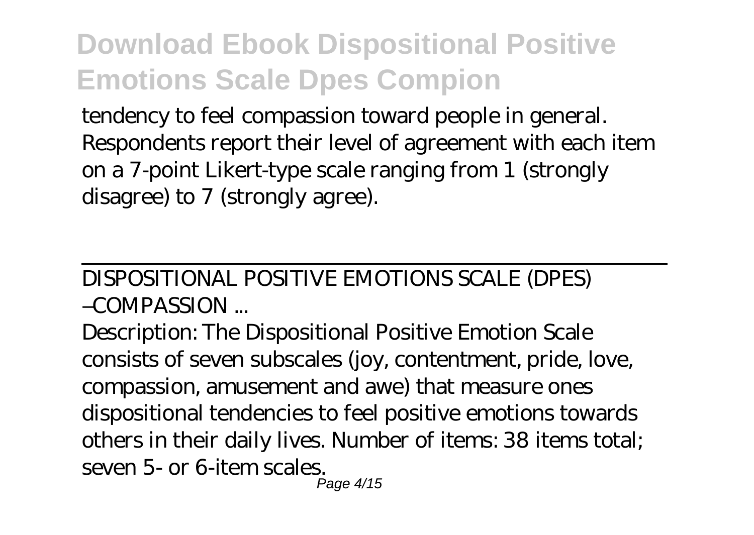tendency to feel compassion toward people in general. Respondents report their level of agreement with each item on a 7-point Likert-type scale ranging from 1 (strongly disagree) to 7 (strongly agree).

---

DISPOSITIONAL POSITIVE EMOTIONS SCALE (DPES) –COMPASSION ...

Description: The Dispositional Positive Emotion Scale consists of seven subscales (joy, contentment, pride, love, compassion, amusement and awe) that measure ones dispositional tendencies to feel positive emotions towards others in their daily lives. Number of items: 38 items total; seven 5- or 6-item scales.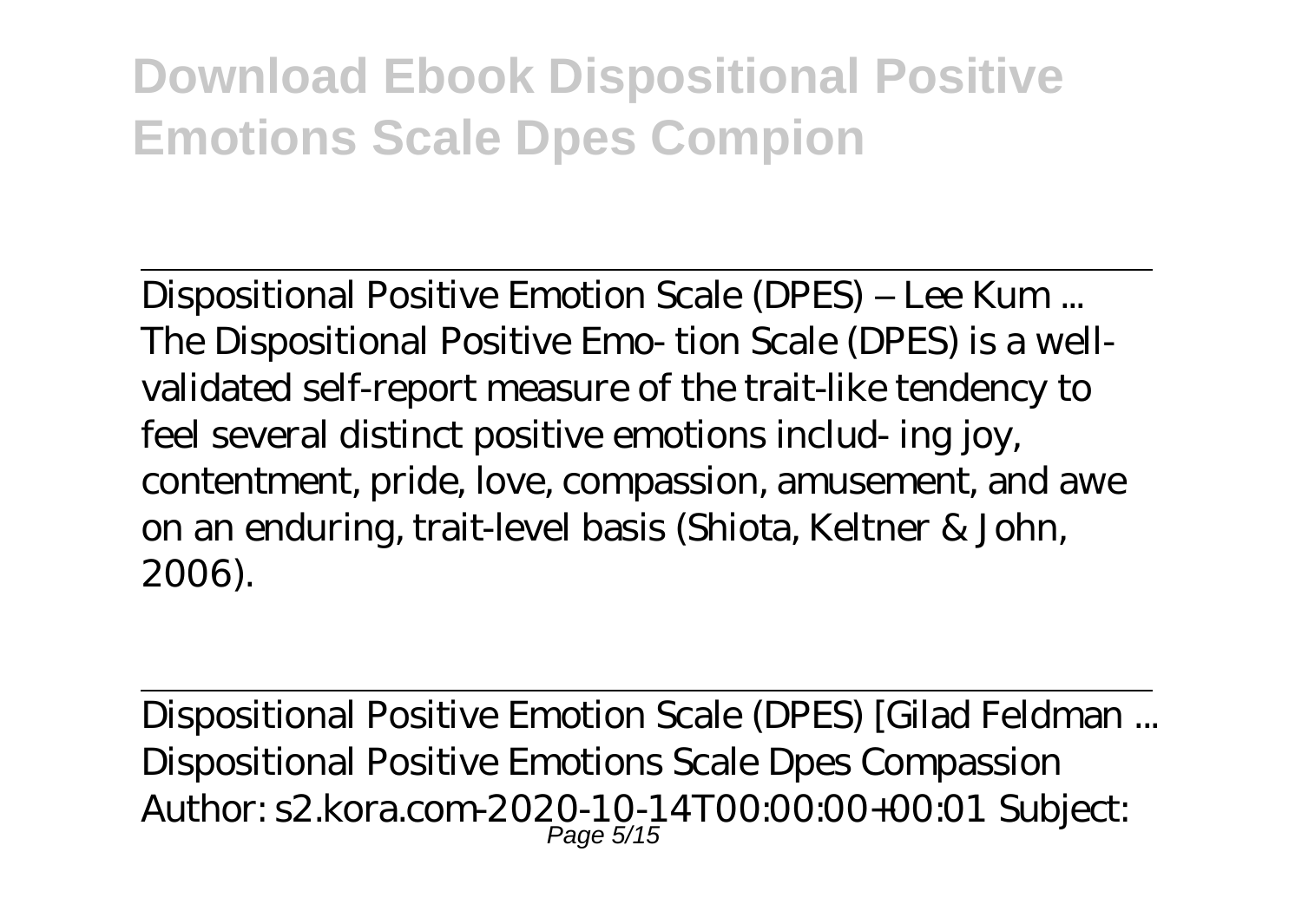Dispositional Positive Emotion Scale (DPES) – Lee Kum ...
The Dispositional Positive Emo- tion Scale (DPES) is a well-validated self-report measure of the trait-like tendency to feel several distinct positive emotions includ- ing joy, contentment, pride, love, compassion, amusement, and awe on an enduring, trait-level basis (Shiota, Keltner & John, 2006).

Dispositional Positive Emotion Scale (DPES) [Gilad Feldman ...
Dispositional Positive Emotions Scale Dpes Compassion
Author: s2.kora.com-2020-10-14T00:00:00+00:01 Subject: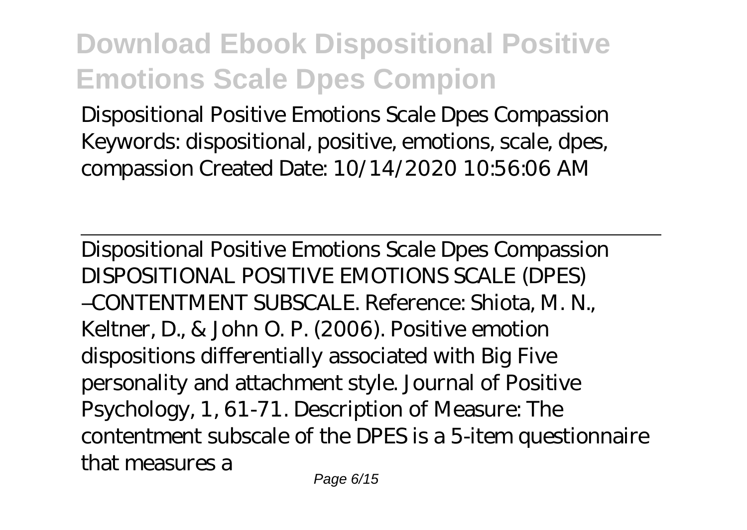Dispositional Positive Emotions Scale Dpes Compassion Keywords: dispositional, positive, emotions, scale, dpes, compassion Created Date: 10/14/2020 10:56:06 AM

Dispositional Positive Emotions Scale Dpes Compassion DISPOSITIONAL POSITIVE EMOTIONS SCALE (DPES) –CONTENTMENT SUBSCALE. Reference: Shiota, M. N., Keltner, D., & John O. P. (2006). Positive emotion dispositions differentially associated with Big Five personality and attachment style. Journal of Positive Psychology, 1, 61-71. Description of Measure: The contentment subscale of the DPES is a 5-item questionnaire that measures a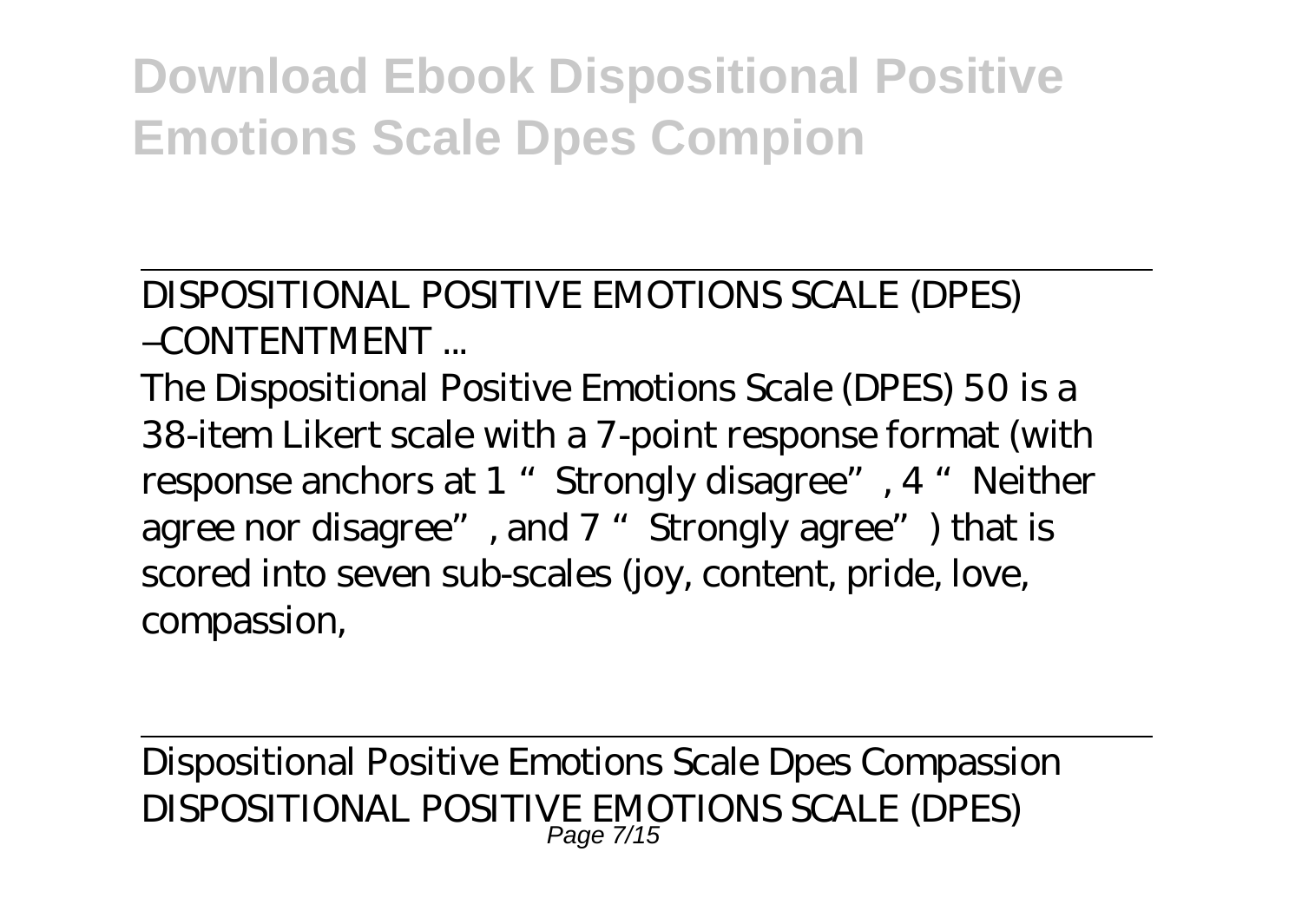DISPOSITIONAL POSITIVE EMOTIONS SCALE (DPES) –CONTENTMENT ...

The Dispositional Positive Emotions Scale (DPES) 50 is a 38-item Likert scale with a 7-point response format (with response anchors at 1 "Strongly disagree", 4 "Neither agree nor disagree", and 7 "Strongly agree") that is scored into seven sub-scales (joy, content, pride, love, compassion,

Dispositional Positive Emotions Scale Dpes Compassion
DISPOSITIONAL POSITIVE EMOTIONS SCALE (DPES)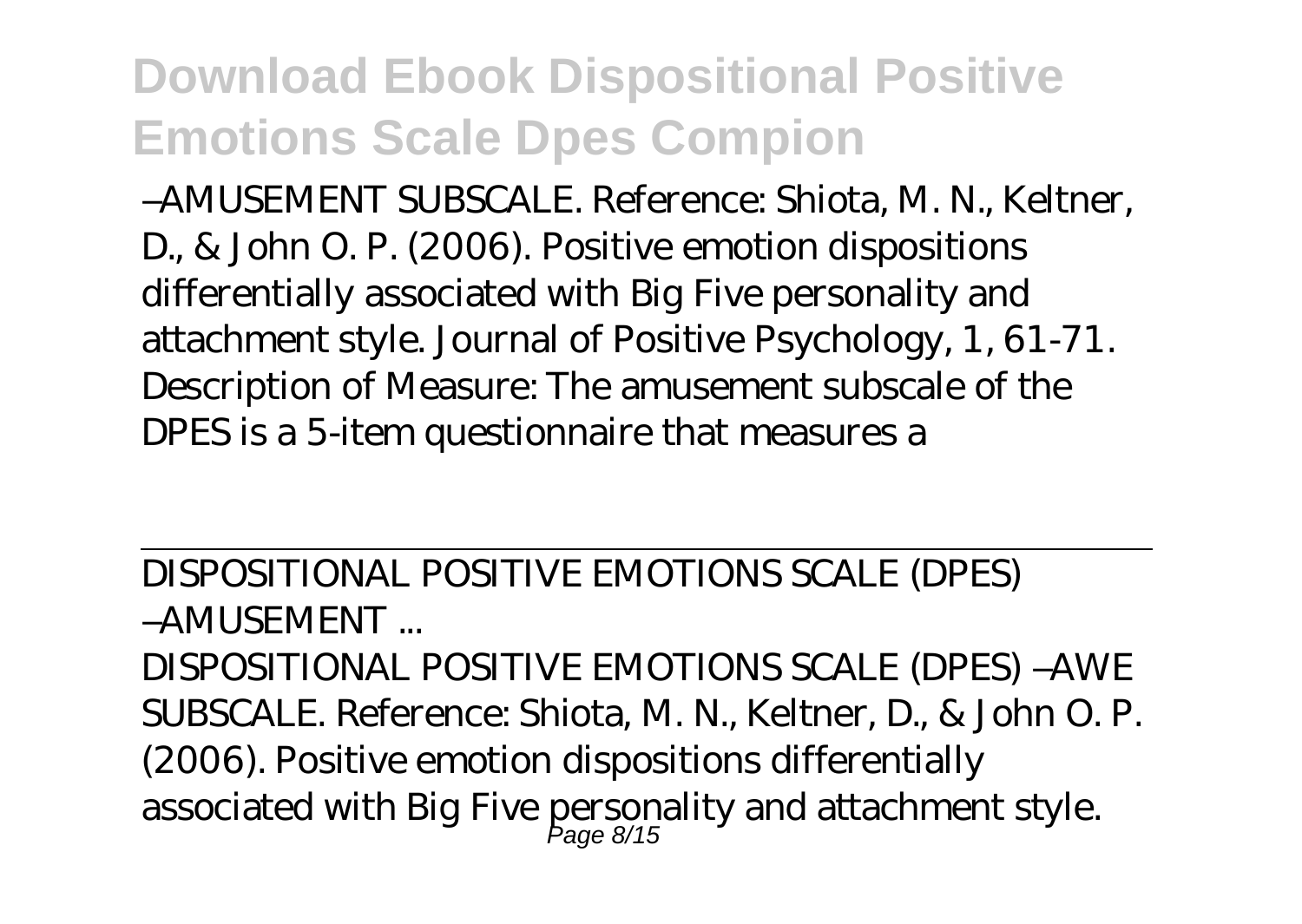–AMUSEMENT SUBSCALE. Reference: Shiota, M. N., Keltner, D., & John O. P. (2006). Positive emotion dispositions differentially associated with Big Five personality and attachment style. Journal of Positive Psychology, 1, 61-71. Description of Measure: The amusement subscale of the DPES is a 5-item questionnaire that measures a

DISPOSITIONAL POSITIVE EMOTIONS SCALE (DPES) –AMUSEMENT ...

DISPOSITIONAL POSITIVE EMOTIONS SCALE (DPES) –AWE SUBSCALE. Reference: Shiota, M. N., Keltner, D., & John O. P. (2006). Positive emotion dispositions differentially associated with Big Five personality and attachment style.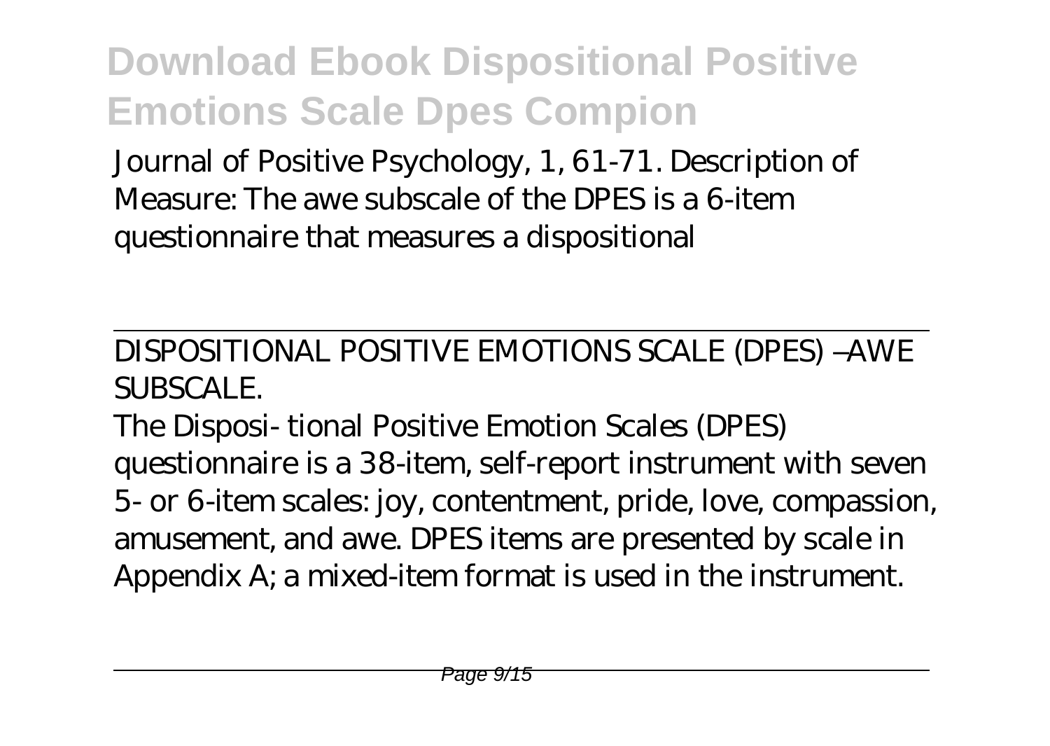Journal of Positive Psychology, 1, 61-71. Description of Measure: The awe subscale of the DPES is a 6-item questionnaire that measures a dispositional

---

DISPOSITIONAL POSITIVE EMOTIONS SCALE (DPES) –AWE SUBSCALE.

The Disposi- tional Positive Emotion Scales (DPES) questionnaire is a 38-item, self-report instrument with seven 5- or 6-item scales: joy, contentment, pride, love, compassion, amusement, and awe. DPES items are presented by scale in Appendix A; a mixed-item format is used in the instrument.

---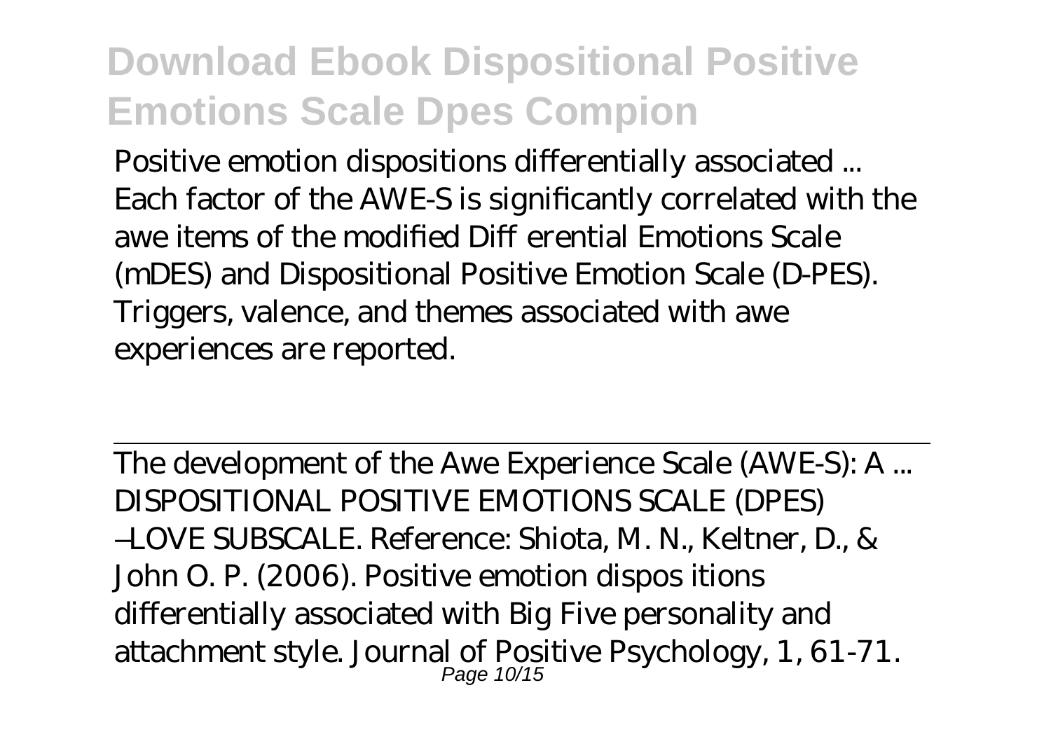Positive emotion dispositions differentially associated ... Each factor of the AWE-S is significantly correlated with the awe items of the modified Diff erential Emotions Scale (mDES) and Dispositional Positive Emotion Scale (D-PES). Triggers, valence, and themes associated with awe experiences are reported.

The development of the Awe Experience Scale (AWE-S): A ...
DISPOSITIONAL POSITIVE EMOTIONS SCALE (DPES) –LOVE SUBSCALE. Reference: Shiota, M. N., Keltner, D., & John O. P. (2006). Positive emotion dispos itions differentially associated with Big Five personality and attachment style. Journal of Positive Psychology, 1, 61-71.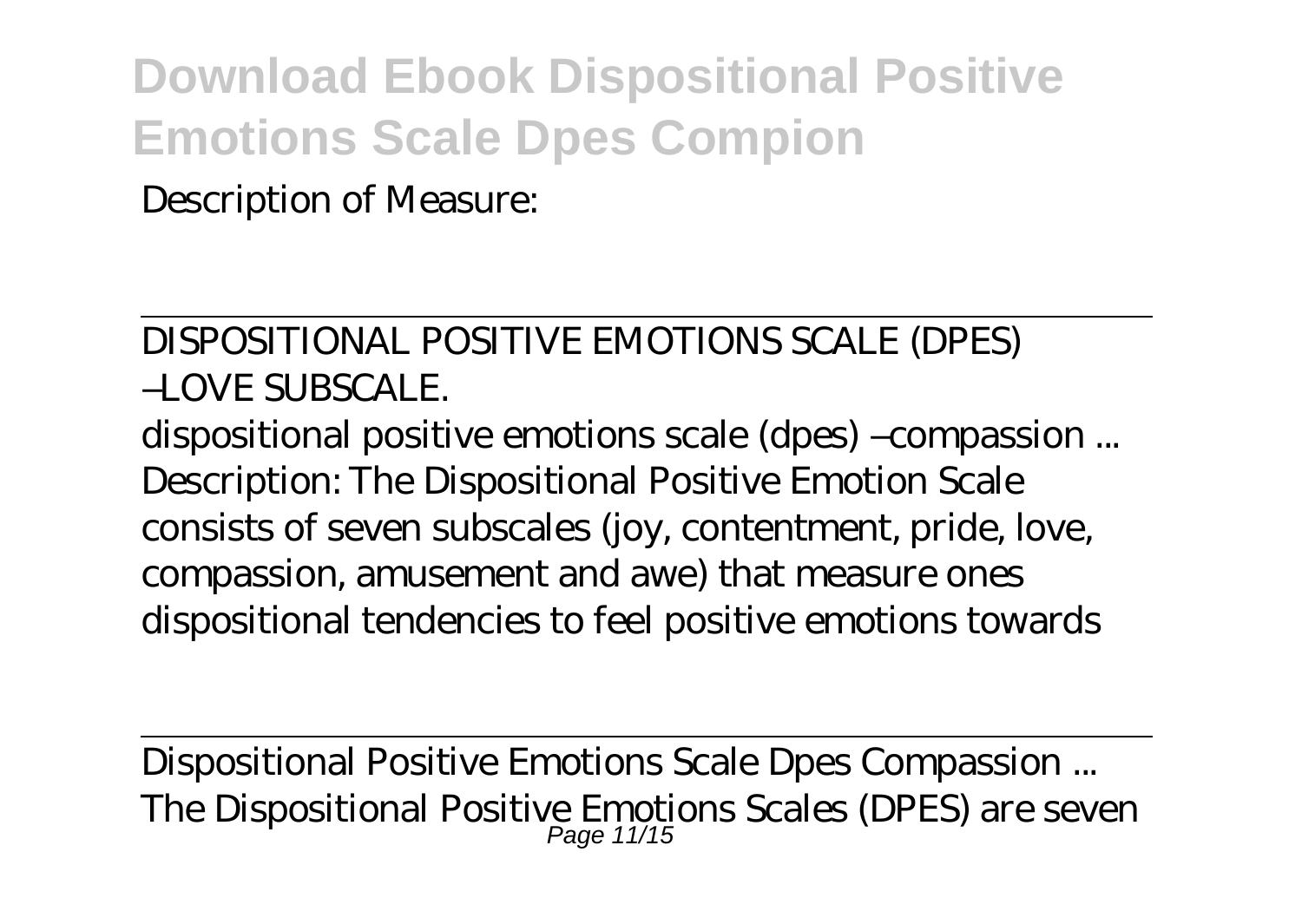Description of Measure:

DISPOSITIONAL POSITIVE EMOTIONS SCALE (DPES) –LOVE SUBSCALE.

dispositional positive emotions scale (dpes) –compassion ...
Description: The Dispositional Positive Emotion Scale consists of seven subscales (joy, contentment, pride, love, compassion, amusement and awe) that measure ones dispositional tendencies to feel positive emotions towards

Dispositional Positive Emotions Scale Dpes Compassion ...
The Dispositional Positive Emotions Scales (DPES) are seven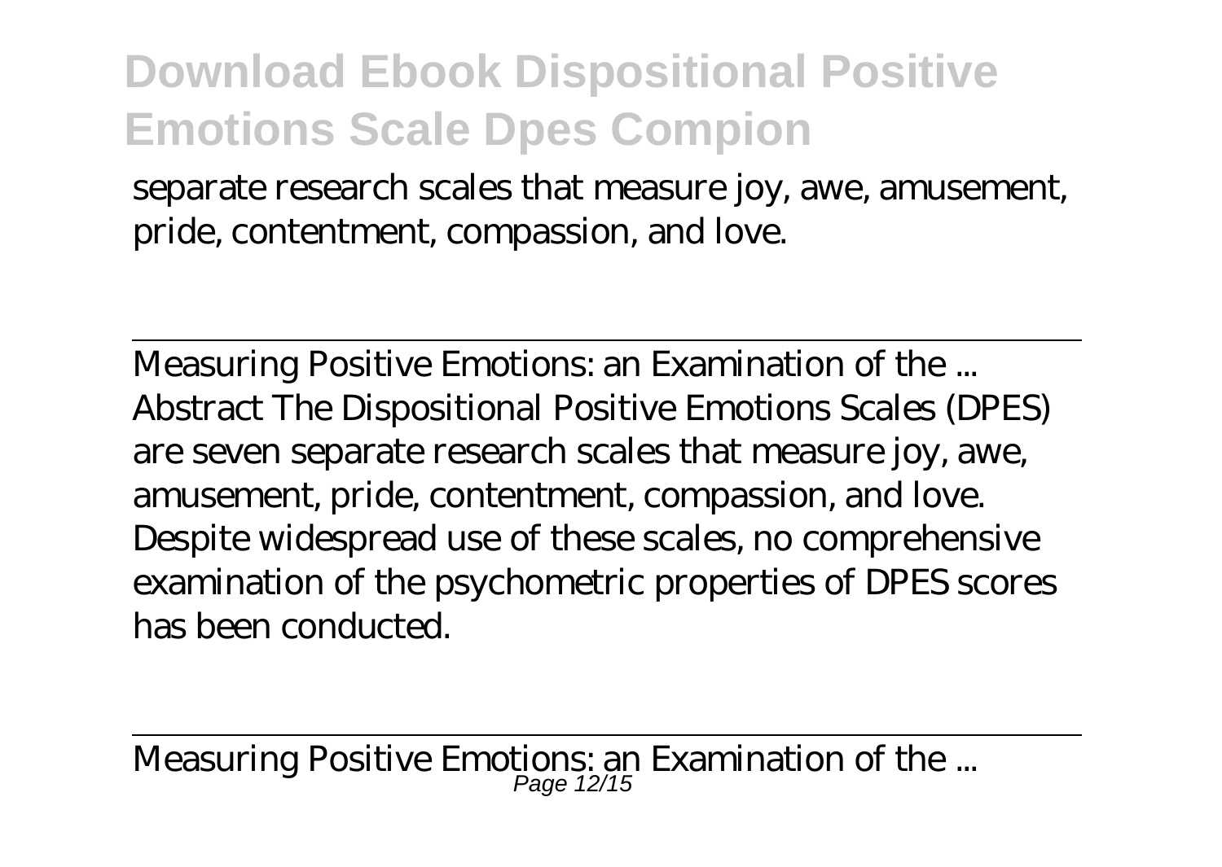separate research scales that measure joy, awe, amusement, pride, contentment, compassion, and love.

Measuring Positive Emotions: an Examination of the ...
Abstract The Dispositional Positive Emotions Scales (DPES) are seven separate research scales that measure joy, awe, amusement, pride, contentment, compassion, and love. Despite widespread use of these scales, no comprehensive examination of the psychometric properties of DPES scores has been conducted.

Measuring Positive Emotions: an Examination of the ...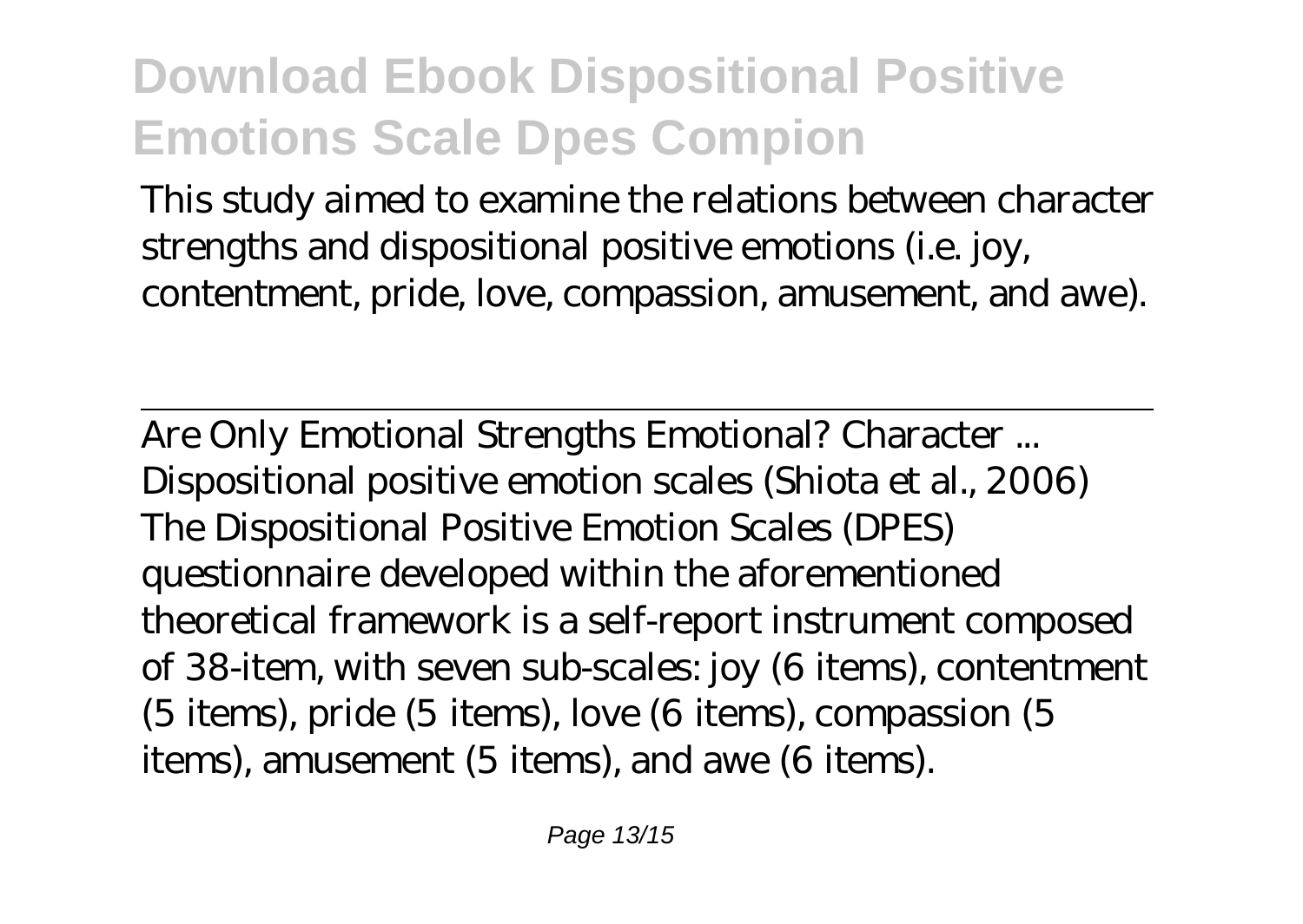This study aimed to examine the relations between character strengths and dispositional positive emotions (i.e. joy, contentment, pride, love, compassion, amusement, and awe).

---

Are Only Emotional Strengths Emotional? Character ...
Dispositional positive emotion scales (Shiota et al., 2006) The Dispositional Positive Emotion Scales (DPES) questionnaire developed within the aforementioned theoretical framework is a self-report instrument composed of 38-item, with seven sub-scales: joy (6 items), contentment (5 items), pride (5 items), love (6 items), compassion (5 items), amusement (5 items), and awe (6 items).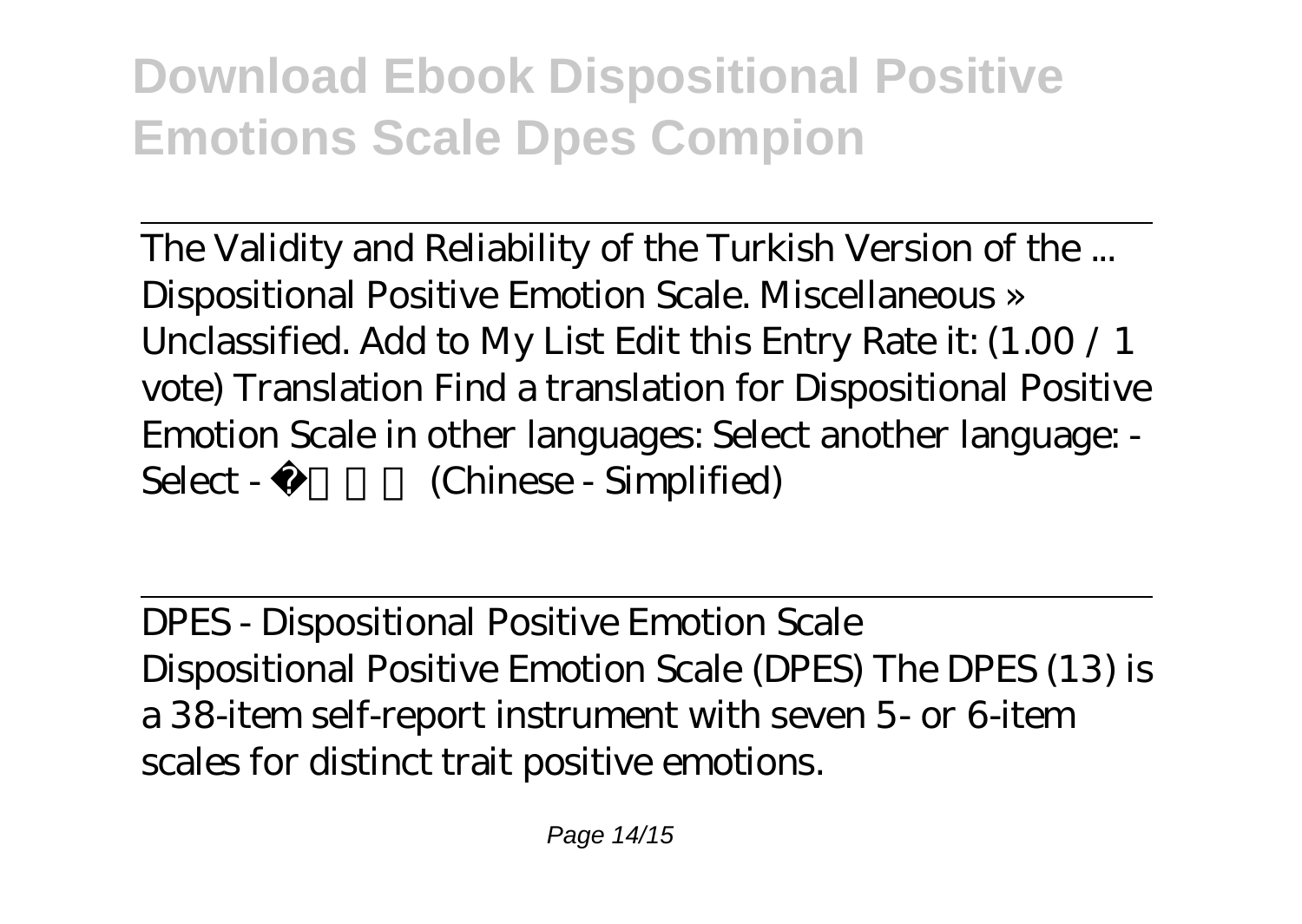The Validity and Reliability of the Turkish Version of the ...

Dispositional Positive Emotion Scale. Miscellaneous » Unclassified. Add to My List Edit this Entry Rate it: (1.00 / 1 vote) Translation Find a translation for Dispositional Positive Emotion Scale in other languages: Select another language: - Select - 简体中文 (Chinese - Simplified)

DPES - Dispositional Positive Emotion Scale

Dispositional Positive Emotion Scale (DPES) The DPES (13) is a 38-item self-report instrument with seven 5- or 6-item scales for distinct trait positive emotions.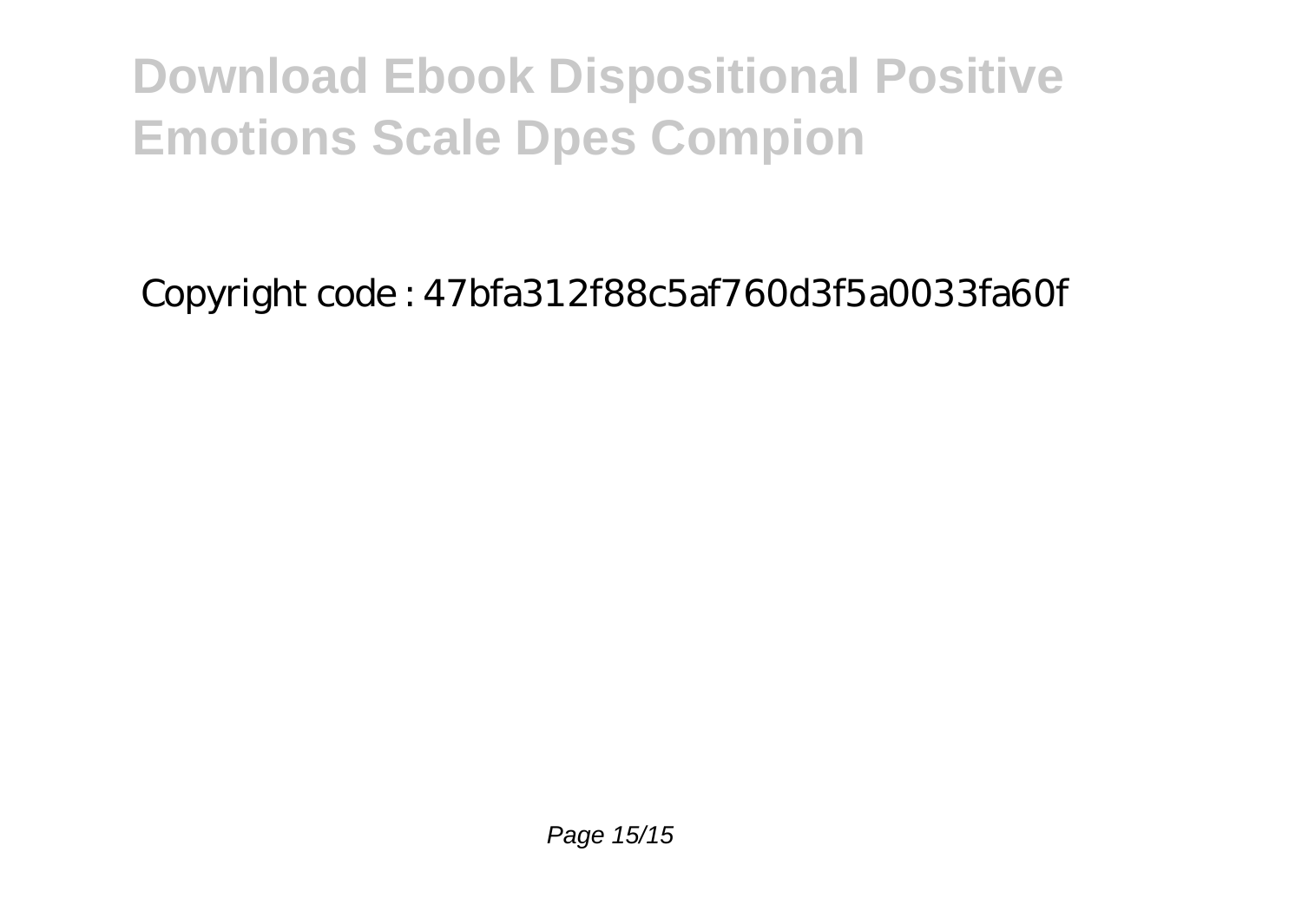Copyright code : 47bfa312f88c5af760d3f5a0033fa60f